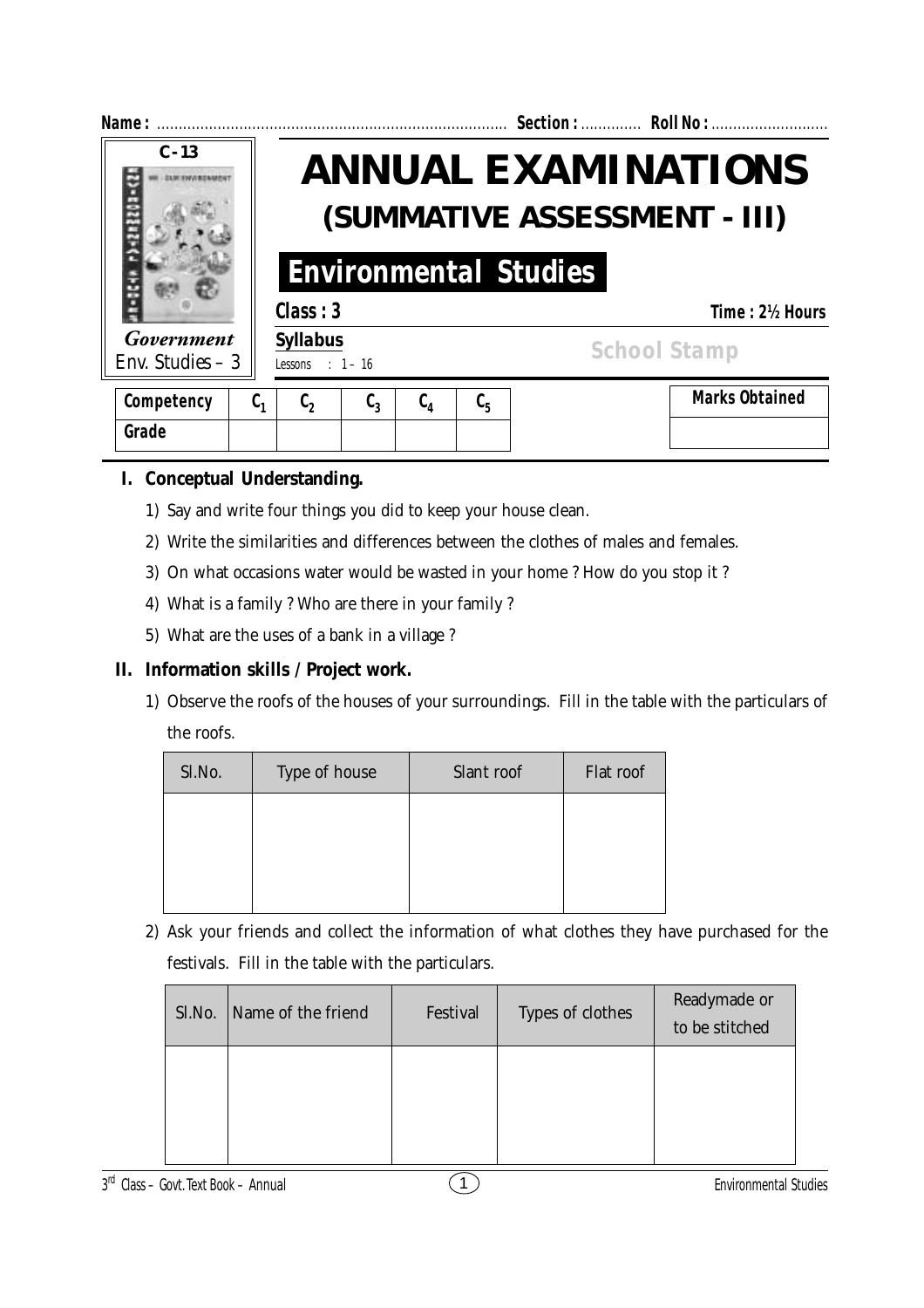Name : ................................................................................ Section : ............. Roll No : ...........................

C - 13

*Government*
Env. Studies – 3

# ANNUAL EXAMINATIONS
## (SUMMATIVE ASSESSMENT - III)

## Environmental Studies

**Class : 3** **Time : 2½ Hours**

**Syllabus**
Lessons : 1 – 16

School Stamp

| Competency | $C_1$ | $C_2$ | $C_3$ | $C_4$ | $C_5$ |
|---|---|---|---|---|---|
| Grade | | | | | |

| Marks Obtained |
|---|
| |

**I. Conceptual Understanding.**

1) Say and write four things you did to keep your house clean.
2) Write the similarities and differences between the clothes of males and females.
3) On what occasions water would be wasted in your home ? How do you stop it ?
4) What is a family ? Who are there in your family ?
5) What are the uses of a bank in a village ?

**II. Information skills / Project work.**

1) Observe the roofs of the houses of your surroundings. Fill in the table with the particulars of the roofs.

| Sl.No. | Type of house | Slant roof | Flat roof |
|---|---|---|---|
| | | | |

2) Ask your friends and collect the information of what clothes they have purchased for the festivals. Fill in the table with the particulars.

| Sl.No. | Name of the friend | Festival | Types of clothes | Readymade or to be stitched |
|---|---|---|---|---|
| | | | | |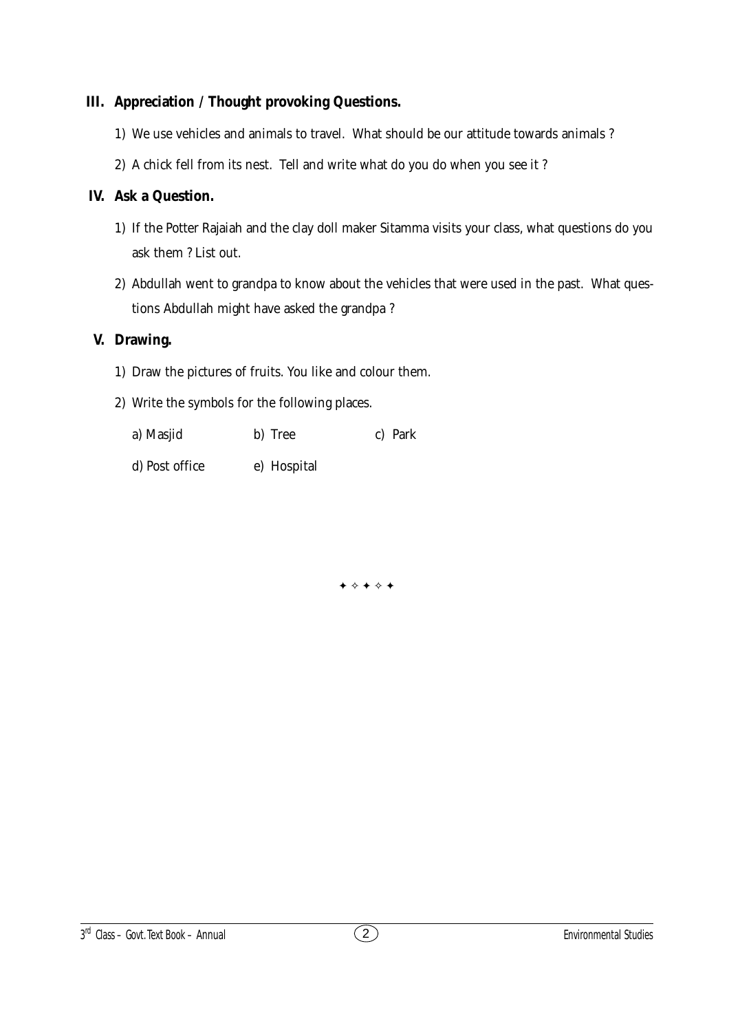## III. Appreciation / Thought provoking Questions.

1) We use vehicles and animals to travel. What should be our attitude towards animals ?

2) A chick fell from its nest. Tell and write what do you do when you see it ?

## IV. Ask a Question.

1) If the Potter Rajaiah and the clay doll maker Sitamma visits your class, what questions do you ask them ? List out.

2) Abdullah went to grandpa to know about the vehicles that were used in the past. What questions Abdullah might have asked the grandpa ?

## V. Drawing.

1) Draw the pictures of fruits. You like and colour them.

2) Write the symbols for the following places.

a) Masjid b) Tree c) Park

d) Post office e) Hospital

✦ ✧ ✦ ✧ ✦